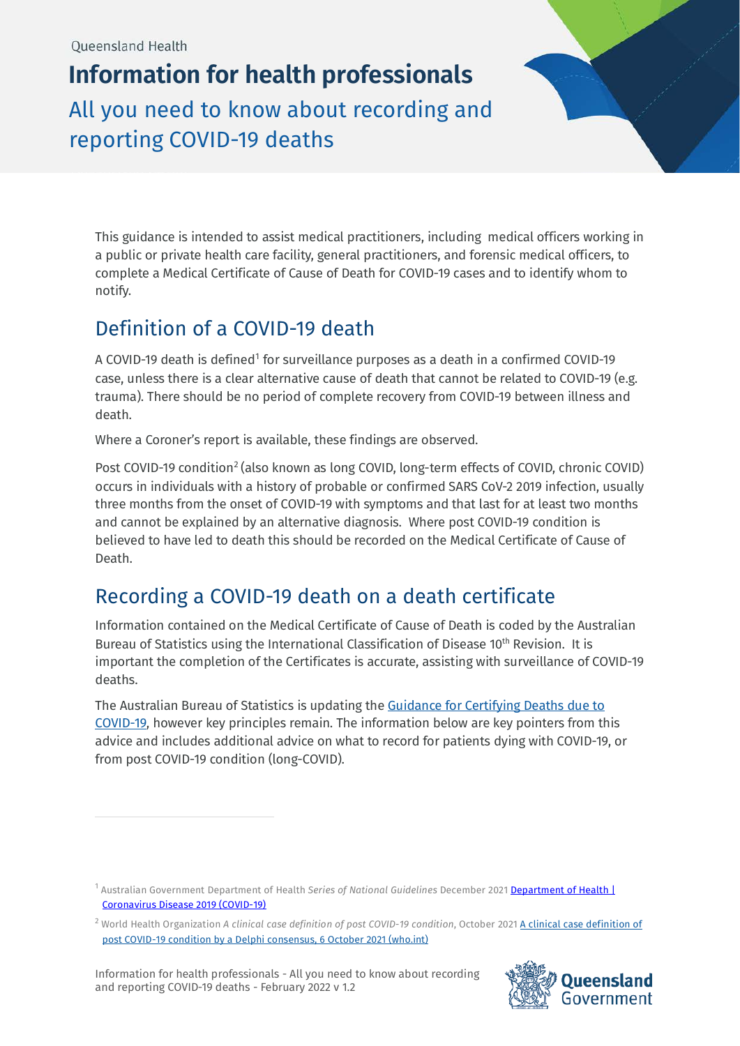Queensland Health

# Information for health professionals

## All you need to know about recording and reporting COVID-19 deaths

This guidance is intended to assist medical practitioners, including medical officers working in a public or private health care facility, general practitioners, and forensic medical officers, to complete a Medical Certificate of Cause of Death for COVID-19 cases and to identify whom to notify.

## Definition of a COVID-19 death

A COVID-19 death is defined[1] for surveillance purposes as a death in a confirmed COVID-19 case, unless there is a clear alternative cause of death that cannot be related to COVID-19 (e.g. trauma). There should be no period of complete recovery from COVID-19 between illness and death.

Where a Coroner's report is available, these findings are observed.

Post COVID-19 condition[2] (also known as long COVID, long-term effects of COVID, chronic COVID) occurs in individuals with a history of probable or confirmed SARS CoV-2 2019 infection, usually three months from the onset of COVID-19 with symptoms and that last for at least two months and cannot be explained by an alternative diagnosis. Where post COVID-19 condition is believed to have led to death this should be recorded on the Medical Certificate of Cause of Death.

## Recording a COVID-19 death on a death certificate

Information contained on the Medical Certificate of Cause of Death is coded by the Australian Bureau of Statistics using the International Classification of Disease 10th Revision. It is important the completion of the Certificates is accurate, assisting with surveillance of COVID-19 deaths.

The Australian Bureau of Statistics is updating the Guidance for Certifying Deaths due to COVID-19, however key principles remain. The information below are key pointers from this advice and includes additional advice on what to record for patients dying with COVID-19, or from post COVID-19 condition (long-COVID).

[1] Australian Government Department of Health *Series of National Guidelines* December 2021 Department of Health | Coronavirus Disease 2019 (COVID-19)

[2] World Health Organization *A clinical case definition of post COVID-19 condition*, October 2021 A clinical case definition of post COVID-19 condition by a Delphi consensus, 6 October 2021 (who.int)

Information for health professionals - All you need to know about recording and reporting COVID-19 deaths - February 2022 v 1.2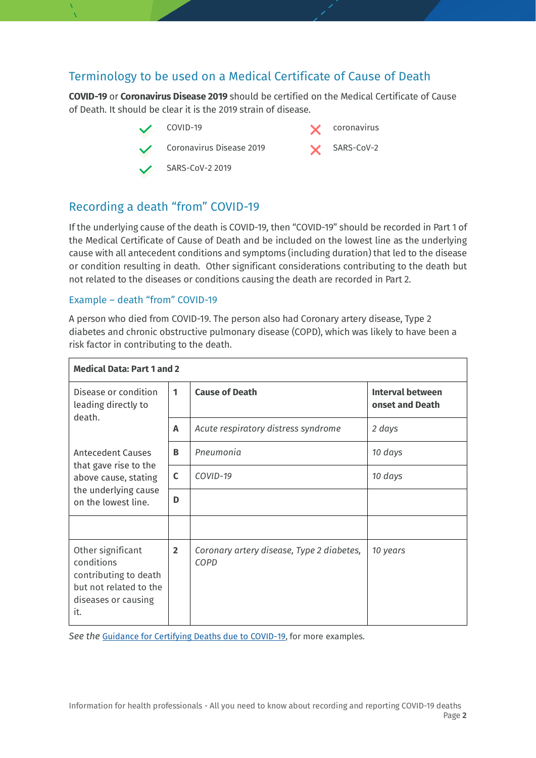## Terminology to be used on a Medical Certificate of Cause of Death

**COVID-19** or **Coronavirus Disease 2019** should be certified on the Medical Certificate of Cause of Death. It should be clear it is the 2019 strain of disease.

| ✔ | ✘ |
|---|---|
| COVID-19 | coronavirus |
| Coronavirus Disease 2019 | SARS-CoV-2 |
| SARS-CoV-2 2019 | |

## Recording a death "from" COVID-19

If the underlying cause of the death is COVID-19, then "COVID-19" should be recorded in Part 1 of the Medical Certificate of Cause of Death and be included on the lowest line as the underlying cause with all antecedent conditions and symptoms (including duration) that led to the disease or condition resulting in death. Other significant considerations contributing to the death but not related to the diseases or conditions causing the death are recorded in Part 2.

### Example – death "from" COVID-19

A person who died from COVID-19. The person also had Coronary artery disease, Type 2 diabetes and chronic obstructive pulmonary disease (COPD), which was likely to have been a risk factor in contributing to the death.

| **Medical Data: Part 1 and 2** | | | |
|---|---|---|---|
| Disease or condition leading directly to death. | **1** | **Cause of Death** | **Interval between onset and Death** |
| | **A** | *Acute respiratory distress syndrome* | *2 days* |
| Antecedent Causes that gave rise to the above cause, stating the underlying cause on the lowest line. | **B** | *Pneumonia* | *10 days* |
| | **C** | *COVID-19* | *10 days* |
| | **D** | | |
| | | | |
| Other significant conditions contributing to death but not related to the diseases or causing it. | **2** | *Coronary artery disease, Type 2 diabetes, COPD* | *10 years* |

*See the* Guidance for Certifying Deaths due to COVID-19, for more examples.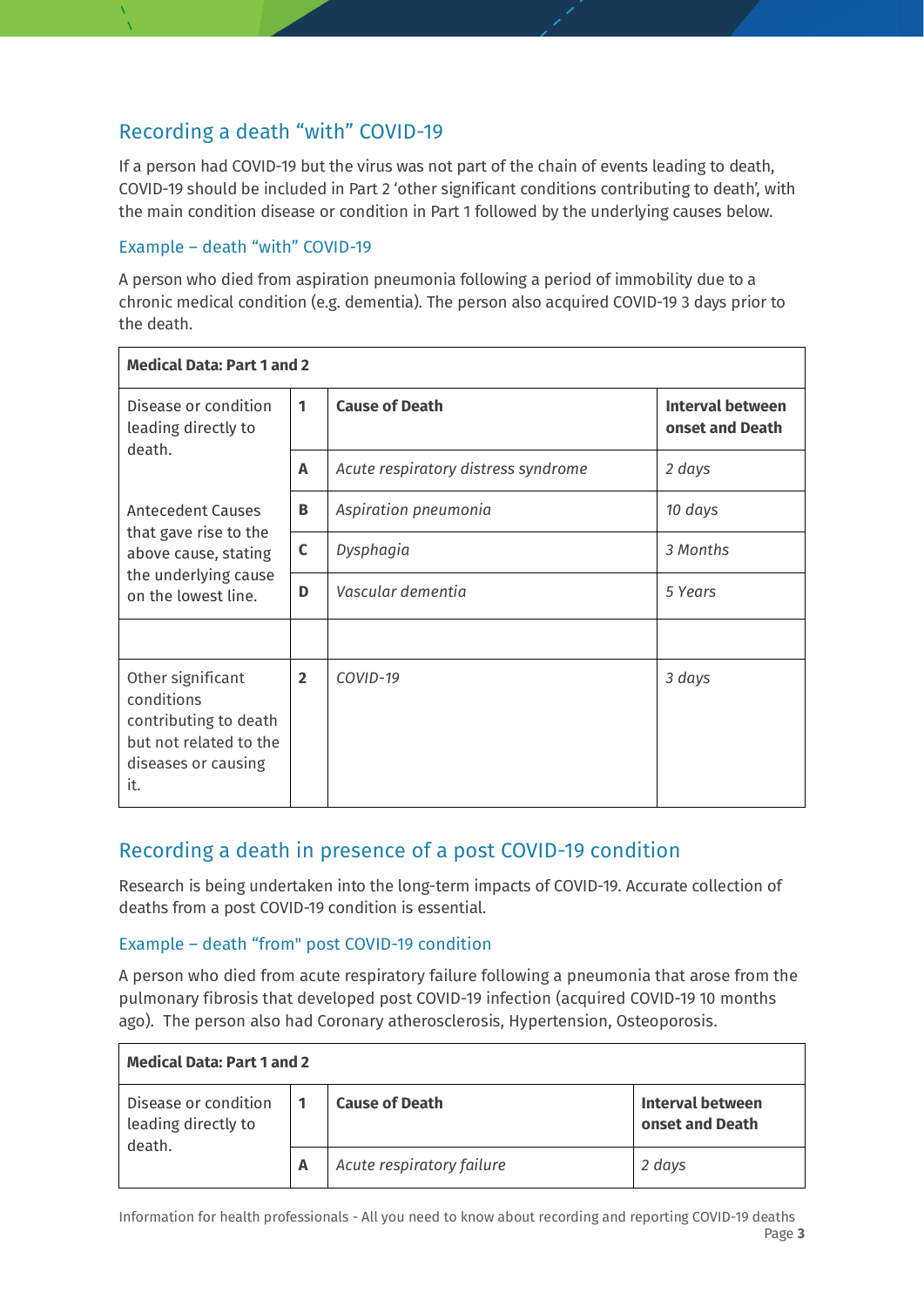## Recording a death “with” COVID-19

If a person had COVID-19 but the virus was not part of the chain of events leading to death, COVID-19 should be included in Part 2 ‘other significant conditions contributing to death’, with the main condition disease or condition in Part 1 followed by the underlying causes below.

### Example – death “with” COVID-19

A person who died from aspiration pneumonia following a period of immobility due to a chronic medical condition (e.g. dementia). The person also acquired COVID-19 3 days prior to the death.

| **Medical Data: Part 1 and 2** | | | |
|---|---|---|---|
| Disease or condition leading directly to death. | **1** | **Cause of Death** | **Interval between onset and Death** |
| | **A** | *Acute respiratory distress syndrome* | *2 days* |
| Antecedent Causes that gave rise to the above cause, stating the underlying cause on the lowest line. | **B** | *Aspiration pneumonia* | *10 days* |
| | **C** | *Dysphagia* | *3 Months* |
| | **D** | *Vascular dementia* | *5 Years* |
| | | | |
| Other significant conditions contributing to death but not related to the diseases or causing it. | **2** | *COVID-19* | *3 days* |

## Recording a death in presence of a post COVID-19 condition

Research is being undertaken into the long-term impacts of COVID-19. Accurate collection of deaths from a post COVID-19 condition is essential.

### Example – death “from" post COVID-19 condition

A person who died from acute respiratory failure following a pneumonia that arose from the pulmonary fibrosis that developed post COVID-19 infection (acquired COVID-19 10 months ago). The person also had Coronary atherosclerosis, Hypertension, Osteoporosis.

| **Medical Data: Part 1 and 2** | | | |
|---|---|---|---|
| Disease or condition leading directly to death. | **1** | **Cause of Death** | **Interval between onset and Death** |
| | **A** | *Acute respiratory failure* | *2 days* |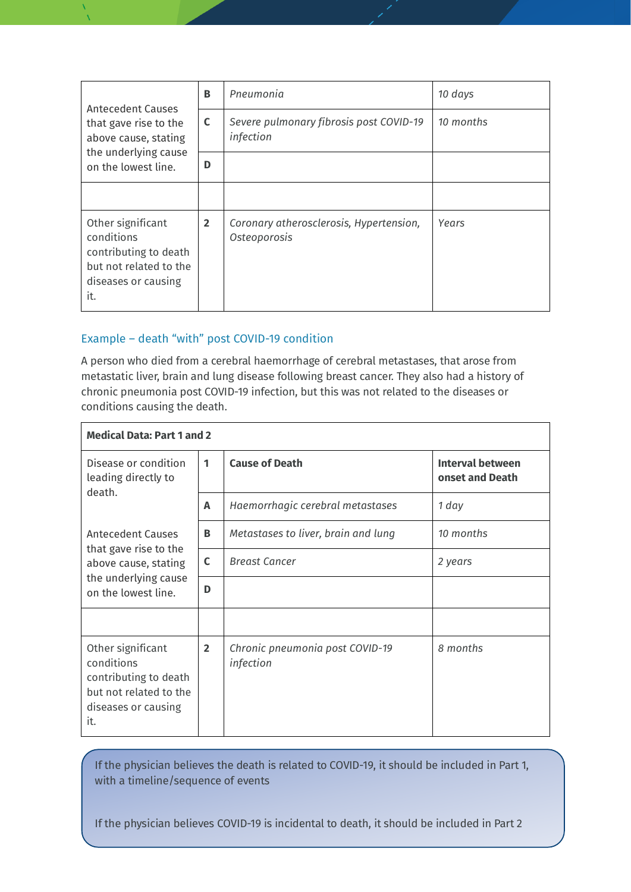| | | | |
|---|---|---|---|
| Antecedent Causes that gave rise to the above cause, stating the underlying cause on the lowest line. | B | *Pneumonia* | *10 days* |
| | C | *Severe pulmonary fibrosis post COVID-19 infection* | *10 months* |
| | D | | |
| | | | |
| Other significant conditions contributing to death but not related to the diseases or causing it. | 2 | *Coronary atherosclerosis, Hypertension, Osteoporosis* | *Years* |

### Example – death "with" post COVID-19 condition

A person who died from a cerebral haemorrhage of cerebral metastases, that arose from metastatic liver, brain and lung disease following breast cancer. They also had a history of chronic pneumonia post COVID-19 infection, but this was not related to the diseases or conditions causing the death.

| **Medical Data: Part 1 and 2** | | | |
|---|---|---|---|
| Disease or condition leading directly to death. | 1 | **Cause of Death** | **Interval between onset and Death** |
| | A | *Haemorrhagic cerebral metastases* | *1 day* |
| Antecedent Causes that gave rise to the above cause, stating the underlying cause on the lowest line. | B | *Metastases to liver, brain and lung* | *10 months* |
| | C | *Breast Cancer* | *2 years* |
| | D | | |
| | | | |
| Other significant conditions contributing to death but not related to the diseases or causing it. | 2 | *Chronic pneumonia post COVID-19 infection* | *8 months* |

If the physician believes the death is related to COVID-19, it should be included in Part 1, with a timeline/sequence of events

If the physician believes COVID-19 is incidental to death, it should be included in Part 2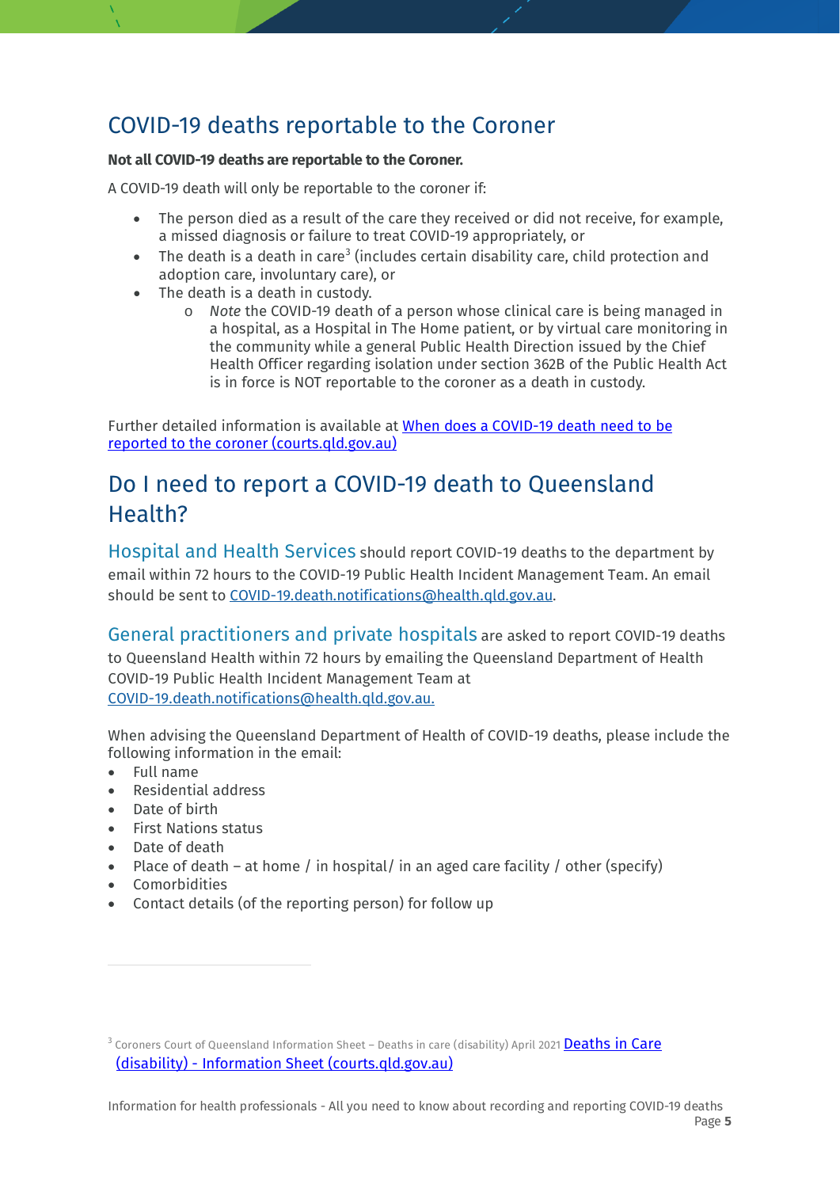## COVID-19 deaths reportable to the Coroner

**Not all COVID-19 deaths are reportable to the Coroner.**

A COVID-19 death will only be reportable to the coroner if:

- The person died as a result of the care they received or did not receive, for example, a missed diagnosis or failure to treat COVID-19 appropriately, or
- The death is a death in care[3] (includes certain disability care, child protection and adoption care, involuntary care), or
- The death is a death in custody.
  - *Note* the COVID-19 death of a person whose clinical care is being managed in a hospital, as a Hospital in The Home patient, or by virtual care monitoring in the community while a general Public Health Direction issued by the Chief Health Officer regarding isolation under section 362B of the Public Health Act is in force is NOT reportable to the coroner as a death in custody.

Further detailed information is available at [When does a COVID-19 death need to be reported to the coroner (courts.qld.gov.au)]()

## Do I need to report a COVID-19 death to Queensland Health?

**Hospital and Health Services** should report COVID-19 deaths to the department by email within 72 hours to the COVID-19 Public Health Incident Management Team. An email should be sent to COVID-19.death.notifications@health.qld.gov.au.

**General practitioners and private hospitals** are asked to report COVID-19 deaths to Queensland Health within 72 hours by emailing the Queensland Department of Health COVID-19 Public Health Incident Management Team at COVID-19.death.notifications@health.qld.gov.au.

When advising the Queensland Department of Health of COVID-19 deaths, please include the following information in the email:

- Full name
- Residential address
- Date of birth
- First Nations status
- Date of death
- Place of death – at home / in hospital/ in an aged care facility / other (specify)
- Comorbidities
- Contact details (of the reporting person) for follow up

---

[3] Coroners Court of Queensland Information Sheet – Deaths in care (disability) April 2021 [Deaths in Care (disability) - Information Sheet (courts.qld.gov.au)]()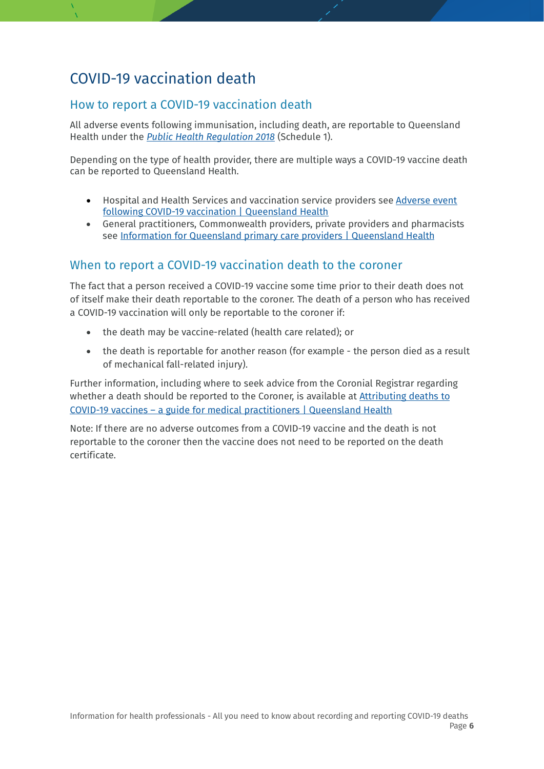# COVID-19 vaccination death

## How to report a COVID-19 vaccination death

All adverse events following immunisation, including death, are reportable to Queensland Health under the *Public Health Regulation 2018* (Schedule 1).

Depending on the type of health provider, there are multiple ways a COVID-19 vaccine death can be reported to Queensland Health.

- Hospital and Health Services and vaccination service providers see Adverse event following COVID-19 vaccination | Queensland Health
- General practitioners, Commonwealth providers, private providers and pharmacists see Information for Queensland primary care providers | Queensland Health

## When to report a COVID-19 vaccination death to the coroner

The fact that a person received a COVID-19 vaccine some time prior to their death does not of itself make their death reportable to the coroner. The death of a person who has received a COVID-19 vaccination will only be reportable to the coroner if:

- the death may be vaccine-related (health care related); or
- the death is reportable for another reason (for example - the person died as a result of mechanical fall-related injury).

Further information, including where to seek advice from the Coronial Registrar regarding whether a death should be reported to the Coroner, is available at Attributing deaths to COVID-19 vaccines – a guide for medical practitioners | Queensland Health

Note: If there are no adverse outcomes from a COVID-19 vaccine and the death is not reportable to the coroner then the vaccine does not need to be reported on the death certificate.